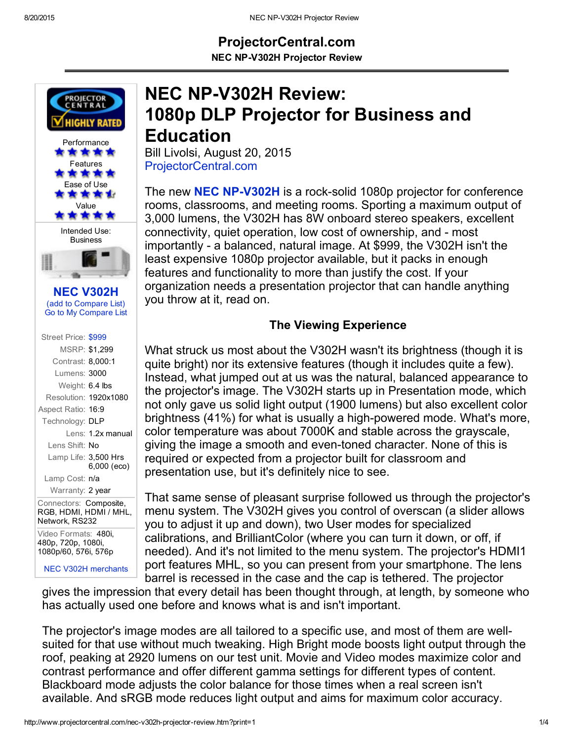# ProjectorCentral.com

**NEC NP-V302H Projector Review**

Performance ★★★★★
Features ★★★★★
Ease of Use ★★★★½
Value ★★★★★

Intended Use: Business

**NEC V302H**
(add to Compare List)
Go to My Compare List

| | |
|---|---|
| Street Price: | $999 |
| MSRP: | $1,299 |
| Contrast: | 8,000:1 |
| Lumens: | 3000 |
| Weight: | 6.4 lbs |
| Resolution: | 1920x1080 |
| Aspect Ratio: | 16:9 |
| Technology: | DLP |
| Lens: | 1.2x manual |
| Lens Shift: | No |
| Lamp Life: | 3,500 Hrs 6,000 (eco) |
| Lamp Cost: | n/a |
| Warranty: | 2 year |

Connectors: Composite, RGB, HDMI, HDMI / MHL, Network, RS232

Video Formats: 480i, 480p, 720p, 1080i, 1080p/60, 576i, 576p

NEC V302H merchants

# NEC NP-V302H Review: 1080p DLP Projector for Business and Education

Bill Livolsi, August 20, 2015
ProjectorCentral.com

The new **NEC NP-V302H** is a rock-solid 1080p projector for conference rooms, classrooms, and meeting rooms. Sporting a maximum output of 3,000 lumens, the V302H has 8W onboard stereo speakers, excellent connectivity, quiet operation, low cost of ownership, and - most importantly - a balanced, natural image. At $999, the V302H isn't the least expensive 1080p projector available, but it packs in enough features and functionality to more than justify the cost. If your organization needs a presentation projector that can handle anything you throw at it, read on.

## The Viewing Experience

What struck us most about the V302H wasn't its brightness (though it is quite bright) nor its extensive features (though it includes quite a few). Instead, what jumped out at us was the natural, balanced appearance to the projector's image. The V302H starts up in Presentation mode, which not only gave us solid light output (1900 lumens) but also excellent color brightness (41%) for what is usually a high-powered mode. What's more, color temperature was about 7000K and stable across the grayscale, giving the image a smooth and even-toned character. None of this is required or expected from a projector built for classroom and presentation use, but it's definitely nice to see.

That same sense of pleasant surprise followed us through the projector's menu system. The V302H gives you control of overscan (a slider allows you to adjust it up and down), two User modes for specialized calibrations, and BrilliantColor (where you can turn it down, or off, if needed). And it's not limited to the menu system. The projector's HDMI1 port features MHL, so you can present from your smartphone. The lens barrel is recessed in the case and the cap is tethered. The projector gives the impression that every detail has been thought through, at length, by someone who has actually used one before and knows what is and isn't important.

The projector's image modes are all tailored to a specific use, and most of them are well-suited for that use without much tweaking. High Bright mode boosts light output through the roof, peaking at 2920 lumens on our test unit. Movie and Video modes maximize color and contrast performance and offer different gamma settings for different types of content. Blackboard mode adjusts the color balance for those times when a real screen isn't available. And sRGB mode reduces light output and aims for maximum color accuracy.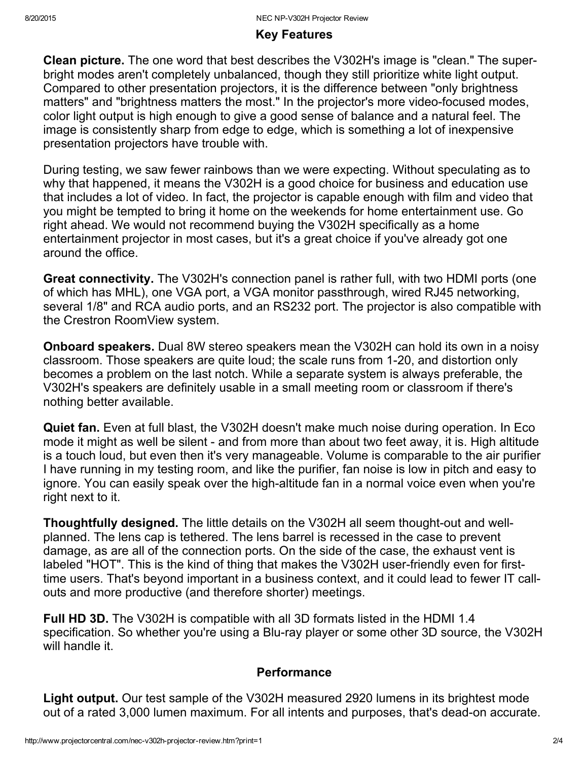## Key Features

**Clean picture.** The one word that best describes the V302H's image is "clean." The super-bright modes aren't completely unbalanced, though they still prioritize white light output. Compared to other presentation projectors, it is the difference between "only brightness matters" and "brightness matters the most." In the projector's more video-focused modes, color light output is high enough to give a good sense of balance and a natural feel. The image is consistently sharp from edge to edge, which is something a lot of inexpensive presentation projectors have trouble with.

During testing, we saw fewer rainbows than we were expecting. Without speculating as to why that happened, it means the V302H is a good choice for business and education use that includes a lot of video. In fact, the projector is capable enough with film and video that you might be tempted to bring it home on the weekends for home entertainment use. Go right ahead. We would not recommend buying the V302H specifically as a home entertainment projector in most cases, but it's a great choice if you've already got one around the office.

**Great connectivity.** The V302H's connection panel is rather full, with two HDMI ports (one of which has MHL), one VGA port, a VGA monitor passthrough, wired RJ45 networking, several 1/8" and RCA audio ports, and an RS232 port. The projector is also compatible with the Crestron RoomView system.

**Onboard speakers.** Dual 8W stereo speakers mean the V302H can hold its own in a noisy classroom. Those speakers are quite loud; the scale runs from 1-20, and distortion only becomes a problem on the last notch. While a separate system is always preferable, the V302H's speakers are definitely usable in a small meeting room or classroom if there's nothing better available.

**Quiet fan.** Even at full blast, the V302H doesn't make much noise during operation. In Eco mode it might as well be silent - and from more than about two feet away, it is. High altitude is a touch loud, but even then it's very manageable. Volume is comparable to the air purifier I have running in my testing room, and like the purifier, fan noise is low in pitch and easy to ignore. You can easily speak over the high-altitude fan in a normal voice even when you're right next to it.

**Thoughtfully designed.** The little details on the V302H all seem thought-out and well-planned. The lens cap is tethered. The lens barrel is recessed in the case to prevent damage, as are all of the connection ports. On the side of the case, the exhaust vent is labeled "HOT". This is the kind of thing that makes the V302H user-friendly even for first-time users. That's beyond important in a business context, and it could lead to fewer IT call-outs and more productive (and therefore shorter) meetings.

**Full HD 3D.** The V302H is compatible with all 3D formats listed in the HDMI 1.4 specification. So whether you're using a Blu-ray player or some other 3D source, the V302H will handle it.

## Performance

**Light output.** Our test sample of the V302H measured 2920 lumens in its brightest mode out of a rated 3,000 lumen maximum. For all intents and purposes, that's dead-on accurate.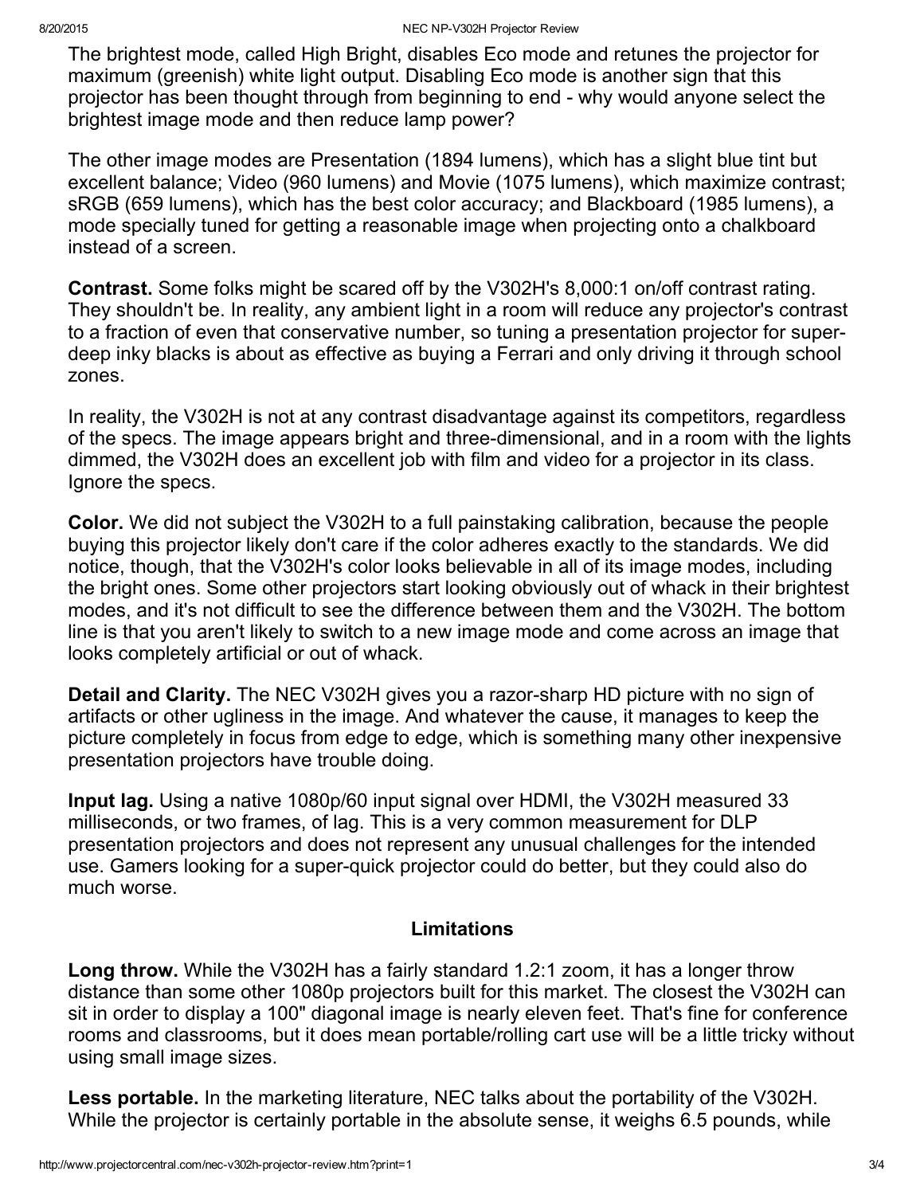The brightest mode, called High Bright, disables Eco mode and retunes the projector for maximum (greenish) white light output. Disabling Eco mode is another sign that this projector has been thought through from beginning to end - why would anyone select the brightest image mode and then reduce lamp power?

The other image modes are Presentation (1894 lumens), which has a slight blue tint but excellent balance; Video (960 lumens) and Movie (1075 lumens), which maximize contrast; sRGB (659 lumens), which has the best color accuracy; and Blackboard (1985 lumens), a mode specially tuned for getting a reasonable image when projecting onto a chalkboard instead of a screen.

**Contrast.** Some folks might be scared off by the V302H's 8,000:1 on/off contrast rating. They shouldn't be. In reality, any ambient light in a room will reduce any projector's contrast to a fraction of even that conservative number, so tuning a presentation projector for super-deep inky blacks is about as effective as buying a Ferrari and only driving it through school zones.

In reality, the V302H is not at any contrast disadvantage against its competitors, regardless of the specs. The image appears bright and three-dimensional, and in a room with the lights dimmed, the V302H does an excellent job with film and video for a projector in its class. Ignore the specs.

**Color.** We did not subject the V302H to a full painstaking calibration, because the people buying this projector likely don't care if the color adheres exactly to the standards. We did notice, though, that the V302H's color looks believable in all of its image modes, including the bright ones. Some other projectors start looking obviously out of whack in their brightest modes, and it's not difficult to see the difference between them and the V302H. The bottom line is that you aren't likely to switch to a new image mode and come across an image that looks completely artificial or out of whack.

**Detail and Clarity.** The NEC V302H gives you a razor-sharp HD picture with no sign of artifacts or other ugliness in the image. And whatever the cause, it manages to keep the picture completely in focus from edge to edge, which is something many other inexpensive presentation projectors have trouble doing.

**Input lag.** Using a native 1080p/60 input signal over HDMI, the V302H measured 33 milliseconds, or two frames, of lag. This is a very common measurement for DLP presentation projectors and does not represent any unusual challenges for the intended use. Gamers looking for a super-quick projector could do better, but they could also do much worse.

## Limitations

**Long throw.** While the V302H has a fairly standard 1.2:1 zoom, it has a longer throw distance than some other 1080p projectors built for this market. The closest the V302H can sit in order to display a 100" diagonal image is nearly eleven feet. That's fine for conference rooms and classrooms, but it does mean portable/rolling cart use will be a little tricky without using small image sizes.

**Less portable.** In the marketing literature, NEC talks about the portability of the V302H. While the projector is certainly portable in the absolute sense, it weighs 6.5 pounds, while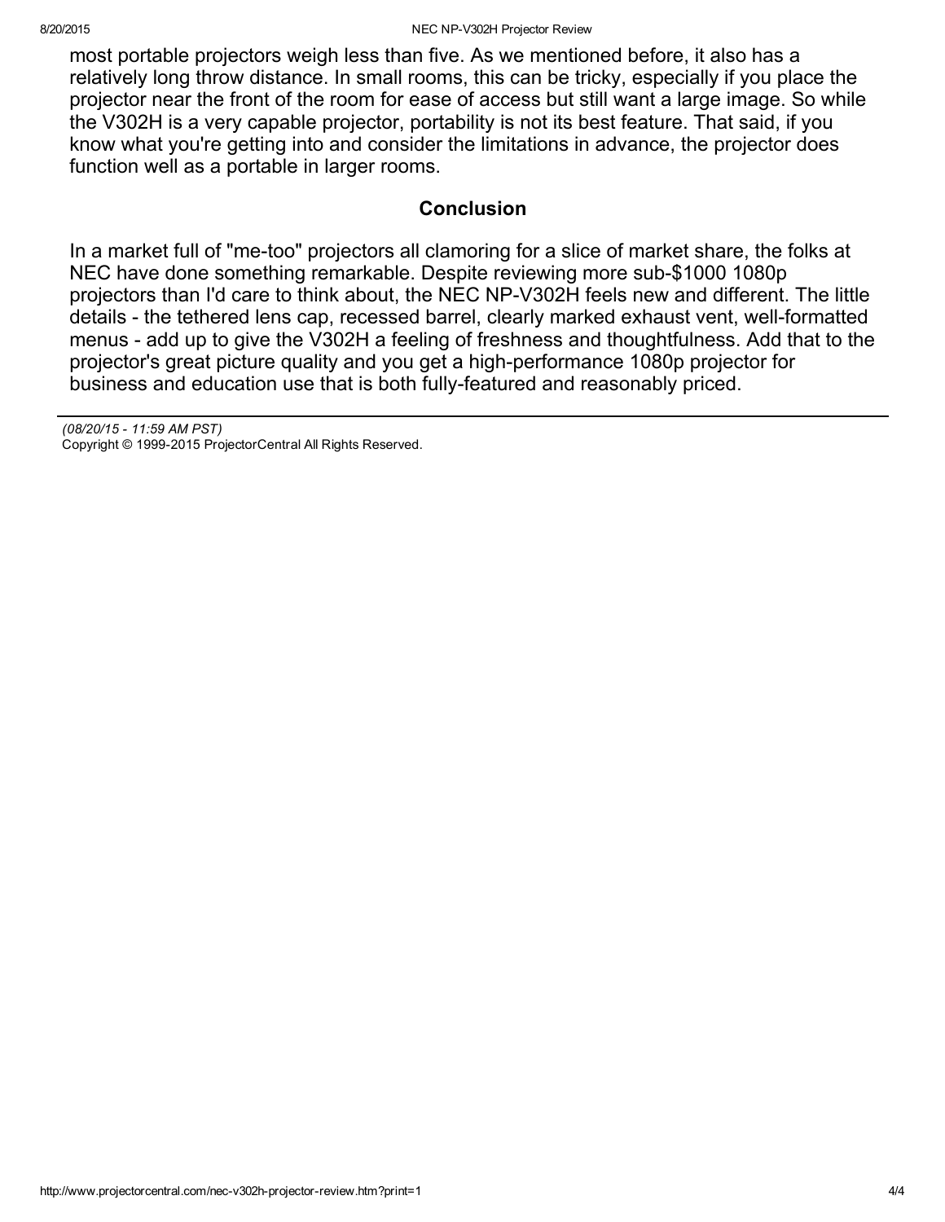most portable projectors weigh less than five. As we mentioned before, it also has a relatively long throw distance. In small rooms, this can be tricky, especially if you place the projector near the front of the room for ease of access but still want a large image. So while the V302H is a very capable projector, portability is not its best feature. That said, if you know what you're getting into and consider the limitations in advance, the projector does function well as a portable in larger rooms.

## Conclusion

In a market full of "me-too" projectors all clamoring for a slice of market share, the folks at NEC have done something remarkable. Despite reviewing more sub-$1000 1080p projectors than I'd care to think about, the NEC NP-V302H feels new and different. The little details - the tethered lens cap, recessed barrel, clearly marked exhaust vent, well-formatted menus - add up to give the V302H a feeling of freshness and thoughtfulness. Add that to the projector's great picture quality and you get a high-performance 1080p projector for business and education use that is both fully-featured and reasonably priced.

---

*(08/20/15 - 11:59 AM PST)*
Copyright © 1999-2015 ProjectorCentral All Rights Reserved.